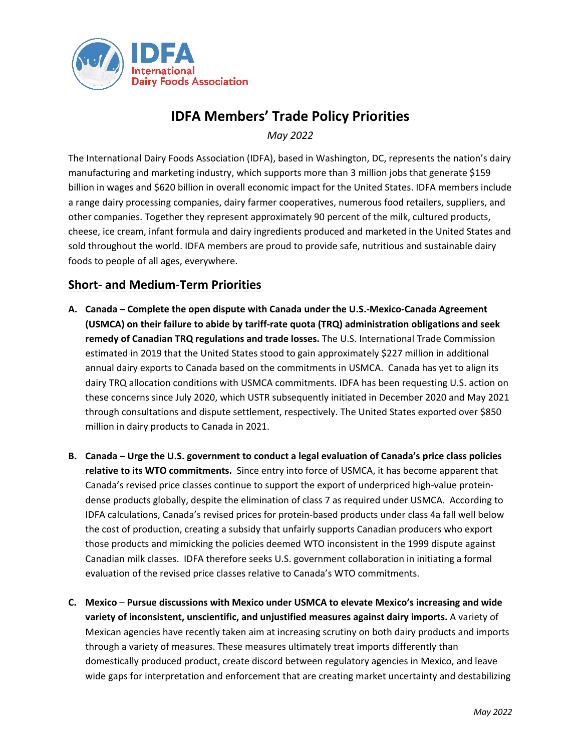# IDFA Members' Trade Policy Priorities

*May 2022*

The International Dairy Foods Association (IDFA), based in Washington, DC, represents the nation's dairy manufacturing and marketing industry, which supports more than 3 million jobs that generate $159 billion in wages and $620 billion in overall economic impact for the United States. IDFA members include a range dairy processing companies, dairy farmer cooperatives, numerous food retailers, suppliers, and other companies. Together they represent approximately 90 percent of the milk, cultured products, cheese, ice cream, infant formula and dairy ingredients produced and marketed in the United States and sold throughout the world. IDFA members are proud to provide safe, nutritious and sustainable dairy foods to people of all ages, everywhere.

## Short- and Medium-Term Priorities

A. **Canada – Complete the open dispute with Canada under the U.S.-Mexico-Canada Agreement (USMCA) on their failure to abide by tariff-rate quota (TRQ) administration obligations and seek remedy of Canadian TRQ regulations and trade losses.** The U.S. International Trade Commission estimated in 2019 that the United States stood to gain approximately $227 million in additional annual dairy exports to Canada based on the commitments in USMCA. Canada has yet to align its dairy TRQ allocation conditions with USMCA commitments. IDFA has been requesting U.S. action on these concerns since July 2020, which USTR subsequently initiated in December 2020 and May 2021 through consultations and dispute settlement, respectively. The United States exported over $850 million in dairy products to Canada in 2021.

B. **Canada – Urge the U.S. government to conduct a legal evaluation of Canada's price class policies relative to its WTO commitments.** Since entry into force of USMCA, it has become apparent that Canada's revised price classes continue to support the export of underpriced high-value protein-dense products globally, despite the elimination of class 7 as required under USMCA. According to IDFA calculations, Canada's revised prices for protein-based products under class 4a fall well below the cost of production, creating a subsidy that unfairly supports Canadian producers who export those products and mimicking the policies deemed WTO inconsistent in the 1999 dispute against Canadian milk classes. IDFA therefore seeks U.S. government collaboration in initiating a formal evaluation of the revised price classes relative to Canada's WTO commitments.

C. **Mexico – Pursue discussions with Mexico under USMCA to elevate Mexico's increasing and wide variety of inconsistent, unscientific, and unjustified measures against dairy imports.** A variety of Mexican agencies have recently taken aim at increasing scrutiny on both dairy products and imports through a variety of measures. These measures ultimately treat imports differently than domestically produced product, create discord between regulatory agencies in Mexico, and leave wide gaps for interpretation and enforcement that are creating market uncertainty and destabilizing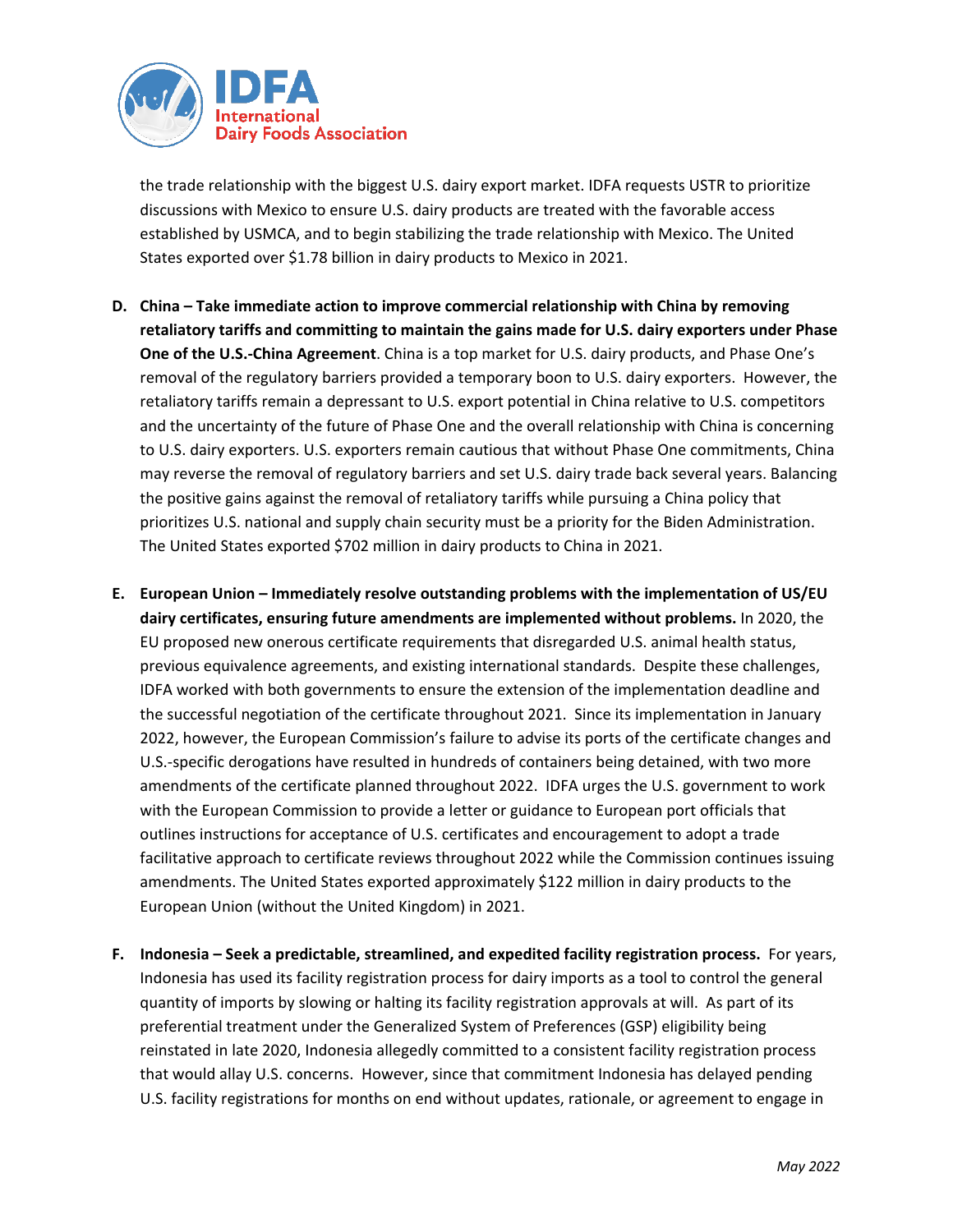the trade relationship with the biggest U.S. dairy export market. IDFA requests USTR to prioritize discussions with Mexico to ensure U.S. dairy products are treated with the favorable access established by USMCA, and to begin stabilizing the trade relationship with Mexico. The United States exported over $1.78 billion in dairy products to Mexico in 2021.

D. **China – Take immediate action to improve commercial relationship with China by removing retaliatory tariffs and committing to maintain the gains made for U.S. dairy exporters under Phase One of the U.S.-China Agreement**. China is a top market for U.S. dairy products, and Phase One's removal of the regulatory barriers provided a temporary boon to U.S. dairy exporters. However, the retaliatory tariffs remain a depressant to U.S. export potential in China relative to U.S. competitors and the uncertainty of the future of Phase One and the overall relationship with China is concerning to U.S. dairy exporters. U.S. exporters remain cautious that without Phase One commitments, China may reverse the removal of regulatory barriers and set U.S. dairy trade back several years. Balancing the positive gains against the removal of retaliatory tariffs while pursuing a China policy that prioritizes U.S. national and supply chain security must be a priority for the Biden Administration. The United States exported $702 million in dairy products to China in 2021.

E. **European Union – Immediately resolve outstanding problems with the implementation of US/EU dairy certificates, ensuring future amendments are implemented without problems.** In 2020, the EU proposed new onerous certificate requirements that disregarded U.S. animal health status, previous equivalence agreements, and existing international standards. Despite these challenges, IDFA worked with both governments to ensure the extension of the implementation deadline and the successful negotiation of the certificate throughout 2021. Since its implementation in January 2022, however, the European Commission's failure to advise its ports of the certificate changes and U.S.-specific derogations have resulted in hundreds of containers being detained, with two more amendments of the certificate planned throughout 2022. IDFA urges the U.S. government to work with the European Commission to provide a letter or guidance to European port officials that outlines instructions for acceptance of U.S. certificates and encouragement to adopt a trade facilitative approach to certificate reviews throughout 2022 while the Commission continues issuing amendments. The United States exported approximately $122 million in dairy products to the European Union (without the United Kingdom) in 2021.

F. **Indonesia – Seek a predictable, streamlined, and expedited facility registration process.** For years, Indonesia has used its facility registration process for dairy imports as a tool to control the general quantity of imports by slowing or halting its facility registration approvals at will. As part of its preferential treatment under the Generalized System of Preferences (GSP) eligibility being reinstated in late 2020, Indonesia allegedly committed to a consistent facility registration process that would allay U.S. concerns. However, since that commitment Indonesia has delayed pending U.S. facility registrations for months on end without updates, rationale, or agreement to engage in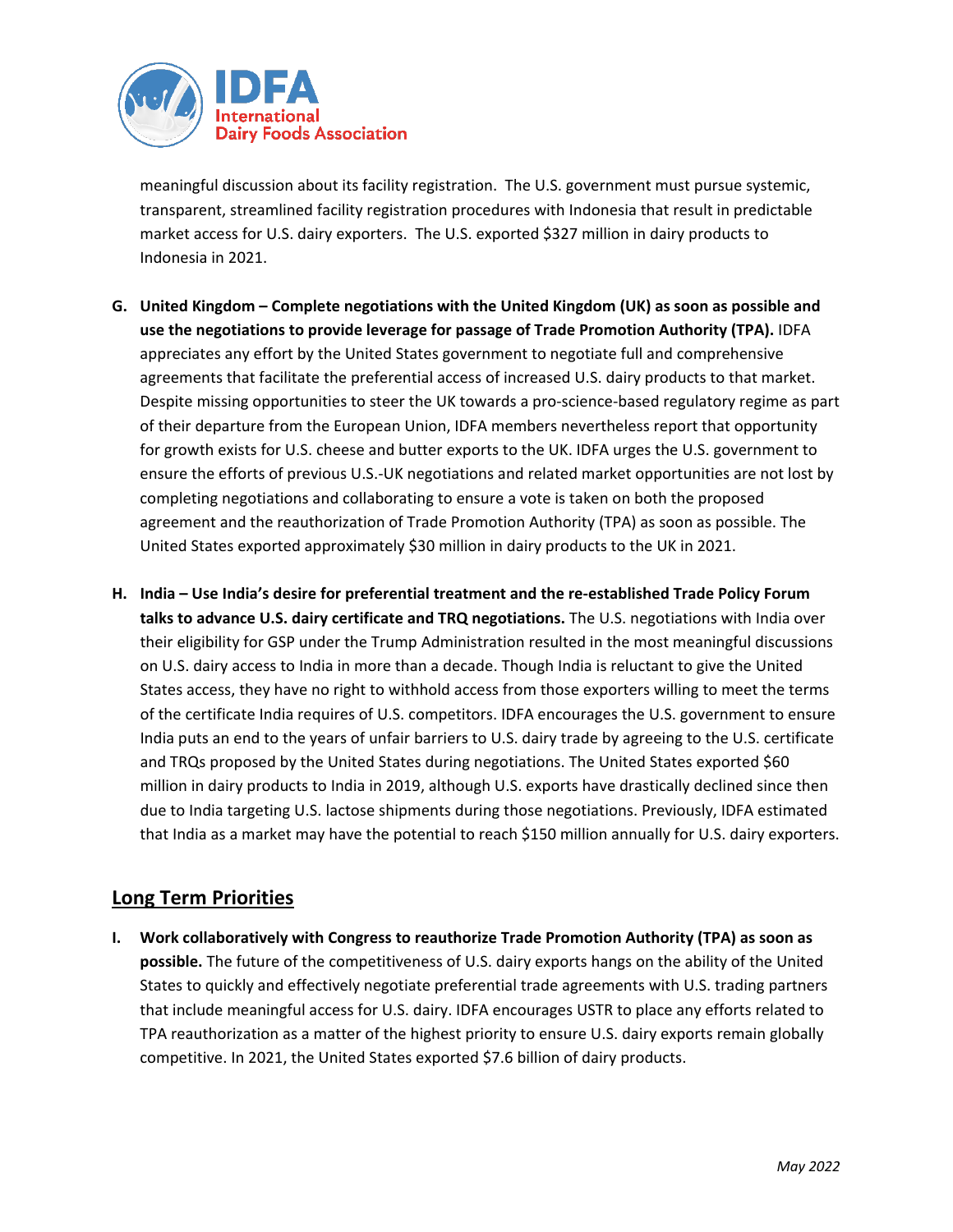meaningful discussion about its facility registration. The U.S. government must pursue systemic, transparent, streamlined facility registration procedures with Indonesia that result in predictable market access for U.S. dairy exporters. The U.S. exported $327 million in dairy products to Indonesia in 2021.

G. **United Kingdom – Complete negotiations with the United Kingdom (UK) as soon as possible and use the negotiations to provide leverage for passage of Trade Promotion Authority (TPA).** IDFA appreciates any effort by the United States government to negotiate full and comprehensive agreements that facilitate the preferential access of increased U.S. dairy products to that market. Despite missing opportunities to steer the UK towards a pro-science-based regulatory regime as part of their departure from the European Union, IDFA members nevertheless report that opportunity for growth exists for U.S. cheese and butter exports to the UK. IDFA urges the U.S. government to ensure the efforts of previous U.S.-UK negotiations and related market opportunities are not lost by completing negotiations and collaborating to ensure a vote is taken on both the proposed agreement and the reauthorization of Trade Promotion Authority (TPA) as soon as possible. The United States exported approximately $30 million in dairy products to the UK in 2021.

H. **India – Use India's desire for preferential treatment and the re-established Trade Policy Forum talks to advance U.S. dairy certificate and TRQ negotiations.** The U.S. negotiations with India over their eligibility for GSP under the Trump Administration resulted in the most meaningful discussions on U.S. dairy access to India in more than a decade. Though India is reluctant to give the United States access, they have no right to withhold access from those exporters willing to meet the terms of the certificate India requires of U.S. competitors. IDFA encourages the U.S. government to ensure India puts an end to the years of unfair barriers to U.S. dairy trade by agreeing to the U.S. certificate and TRQs proposed by the United States during negotiations. The United States exported $60 million in dairy products to India in 2019, although U.S. exports have drastically declined since then due to India targeting U.S. lactose shipments during those negotiations. Previously, IDFA estimated that India as a market may have the potential to reach $150 million annually for U.S. dairy exporters.

## Long Term Priorities

I. **Work collaboratively with Congress to reauthorize Trade Promotion Authority (TPA) as soon as possible.** The future of the competitiveness of U.S. dairy exports hangs on the ability of the United States to quickly and effectively negotiate preferential trade agreements with U.S. trading partners that include meaningful access for U.S. dairy. IDFA encourages USTR to place any efforts related to TPA reauthorization as a matter of the highest priority to ensure U.S. dairy exports remain globally competitive. In 2021, the United States exported $7.6 billion of dairy products.

*May 2022*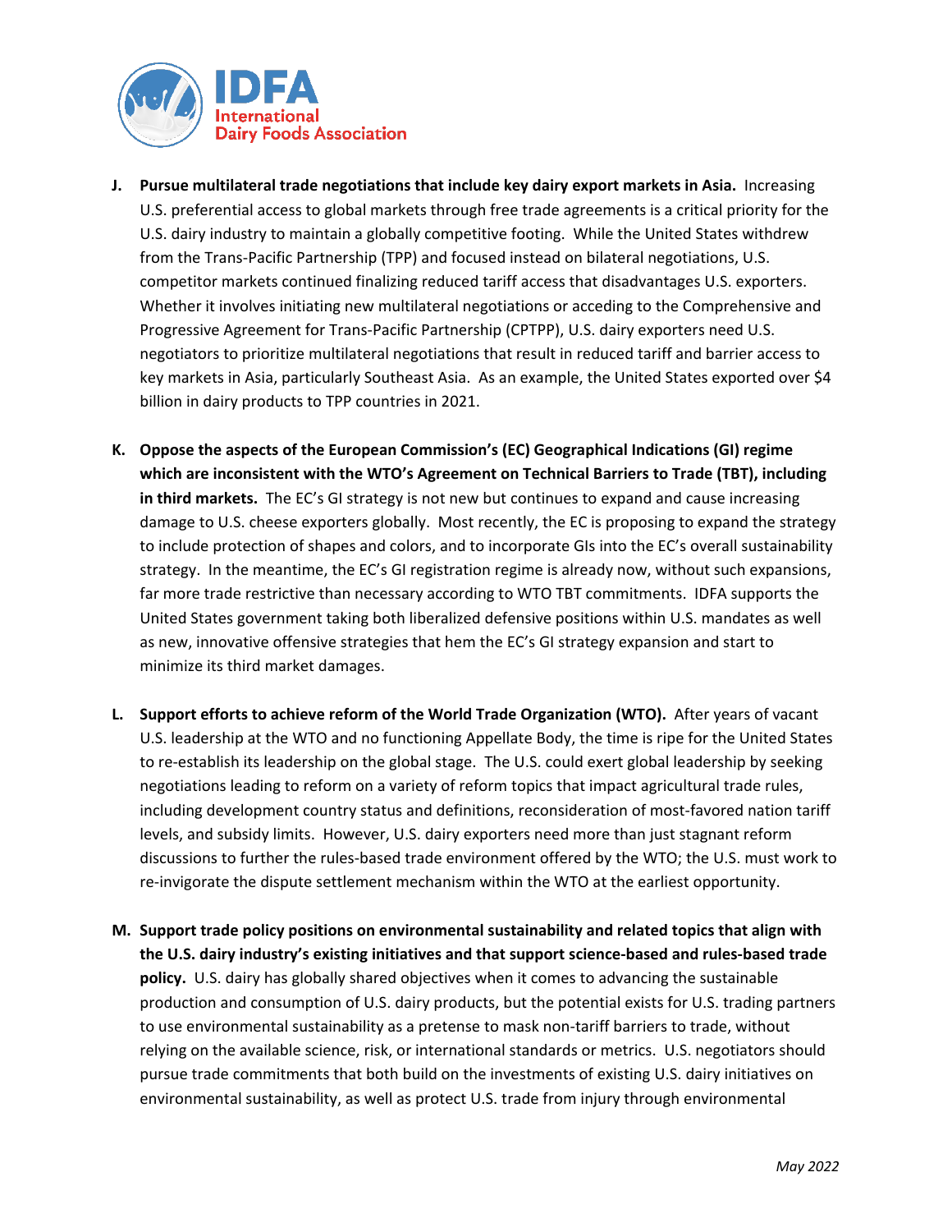J. **Pursue multilateral trade negotiations that include key dairy export markets in Asia.** Increasing U.S. preferential access to global markets through free trade agreements is a critical priority for the U.S. dairy industry to maintain a globally competitive footing. While the United States withdrew from the Trans-Pacific Partnership (TPP) and focused instead on bilateral negotiations, U.S. competitor markets continued finalizing reduced tariff access that disadvantages U.S. exporters. Whether it involves initiating new multilateral negotiations or acceding to the Comprehensive and Progressive Agreement for Trans-Pacific Partnership (CPTPP), U.S. dairy exporters need U.S. negotiators to prioritize multilateral negotiations that result in reduced tariff and barrier access to key markets in Asia, particularly Southeast Asia. As an example, the United States exported over $4 billion in dairy products to TPP countries in 2021.

K. **Oppose the aspects of the European Commission's (EC) Geographical Indications (GI) regime which are inconsistent with the WTO's Agreement on Technical Barriers to Trade (TBT), including in third markets.** The EC's GI strategy is not new but continues to expand and cause increasing damage to U.S. cheese exporters globally. Most recently, the EC is proposing to expand the strategy to include protection of shapes and colors, and to incorporate GIs into the EC's overall sustainability strategy. In the meantime, the EC's GI registration regime is already now, without such expansions, far more trade restrictive than necessary according to WTO TBT commitments. IDFA supports the United States government taking both liberalized defensive positions within U.S. mandates as well as new, innovative offensive strategies that hem the EC's GI strategy expansion and start to minimize its third market damages.

L. **Support efforts to achieve reform of the World Trade Organization (WTO).** After years of vacant U.S. leadership at the WTO and no functioning Appellate Body, the time is ripe for the United States to re-establish its leadership on the global stage. The U.S. could exert global leadership by seeking negotiations leading to reform on a variety of reform topics that impact agricultural trade rules, including development country status and definitions, reconsideration of most-favored nation tariff levels, and subsidy limits. However, U.S. dairy exporters need more than just stagnant reform discussions to further the rules-based trade environment offered by the WTO; the U.S. must work to re-invigorate the dispute settlement mechanism within the WTO at the earliest opportunity.

M. **Support trade policy positions on environmental sustainability and related topics that align with the U.S. dairy industry's existing initiatives and that support science-based and rules-based trade policy.** U.S. dairy has globally shared objectives when it comes to advancing the sustainable production and consumption of U.S. dairy products, but the potential exists for U.S. trading partners to use environmental sustainability as a pretense to mask non-tariff barriers to trade, without relying on the available science, risk, or international standards or metrics. U.S. negotiators should pursue trade commitments that both build on the investments of existing U.S. dairy initiatives on environmental sustainability, as well as protect U.S. trade from injury through environmental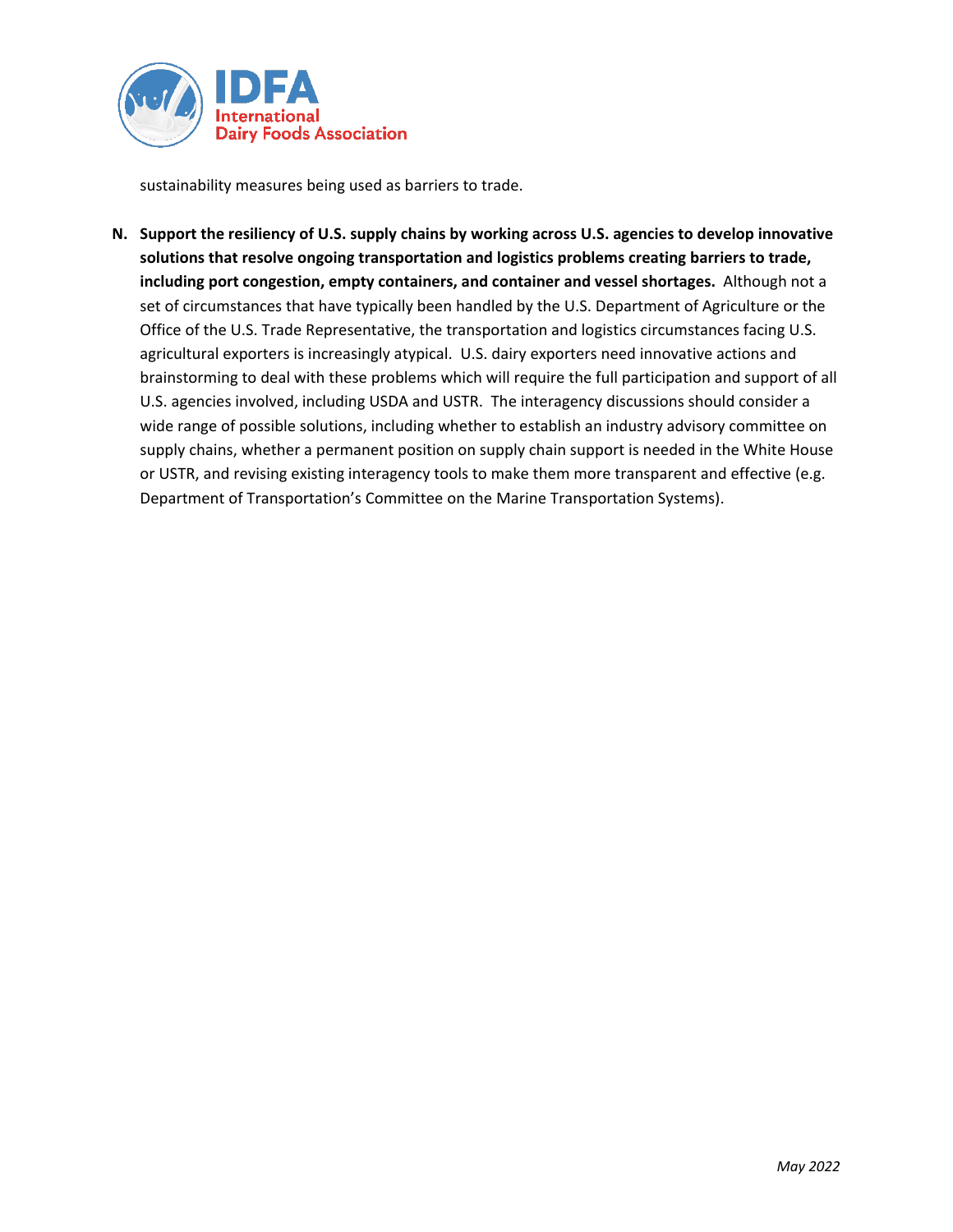sustainability measures being used as barriers to trade.

N. **Support the resiliency of U.S. supply chains by working across U.S. agencies to develop innovative solutions that resolve ongoing transportation and logistics problems creating barriers to trade, including port congestion, empty containers, and container and vessel shortages.** Although not a set of circumstances that have typically been handled by the U.S. Department of Agriculture or the Office of the U.S. Trade Representative, the transportation and logistics circumstances facing U.S. agricultural exporters is increasingly atypical. U.S. dairy exporters need innovative actions and brainstorming to deal with these problems which will require the full participation and support of all U.S. agencies involved, including USDA and USTR. The interagency discussions should consider a wide range of possible solutions, including whether to establish an industry advisory committee on supply chains, whether a permanent position on supply chain support is needed in the White House or USTR, and revising existing interagency tools to make them more transparent and effective (e.g. Department of Transportation's Committee on the Marine Transportation Systems).